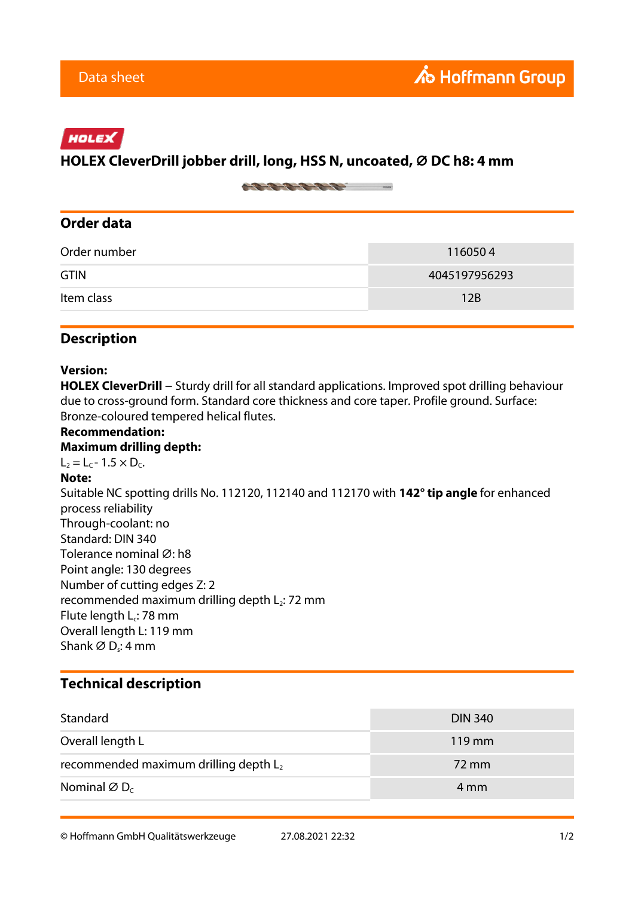Data sheet

Hoffmann Group

HOLEX

# HOLEX CleverDrill jobber drill, long, HSS N, uncoated, Ø DC h8: 4 mm

## Order data

| Order number | 116050 4 |
|---|---|
| GTIN | 4045197956293 |
| Item class | 12B |

## Description

**Version:**
**HOLEX CleverDrill** – Sturdy drill for all standard applications. Improved spot drilling behaviour due to cross-ground form. Standard core thickness and core taper. Profile ground. Surface: Bronze-coloured tempered helical flutes.
**Recommendation:**
**Maximum drilling depth:**
$L_2 = L_C - 1.5 \times D_C$.
**Note:**
Suitable NC spotting drills No. 112120, 112140 and 112170 with **142° tip angle** for enhanced process reliability
Through-coolant: no
Standard: DIN 340
Tolerance nominal Ø: h8
Point angle: 130 degrees
Number of cutting edges Z: 2
recommended maximum drilling depth $L_2$: 72 mm
Flute length $L_c$: 78 mm
Overall length L: 119 mm
Shank Ø $D_s$: 4 mm

## Technical description

| Standard | DIN 340 |
|---|---|
| Overall length L | 119 mm |
| recommended maximum drilling depth $L_2$ | 72 mm |
| Nominal Ø $D_C$ | 4 mm |

© Hoffmann GmbH Qualitätswerkzeuge 27.08.2021 22:32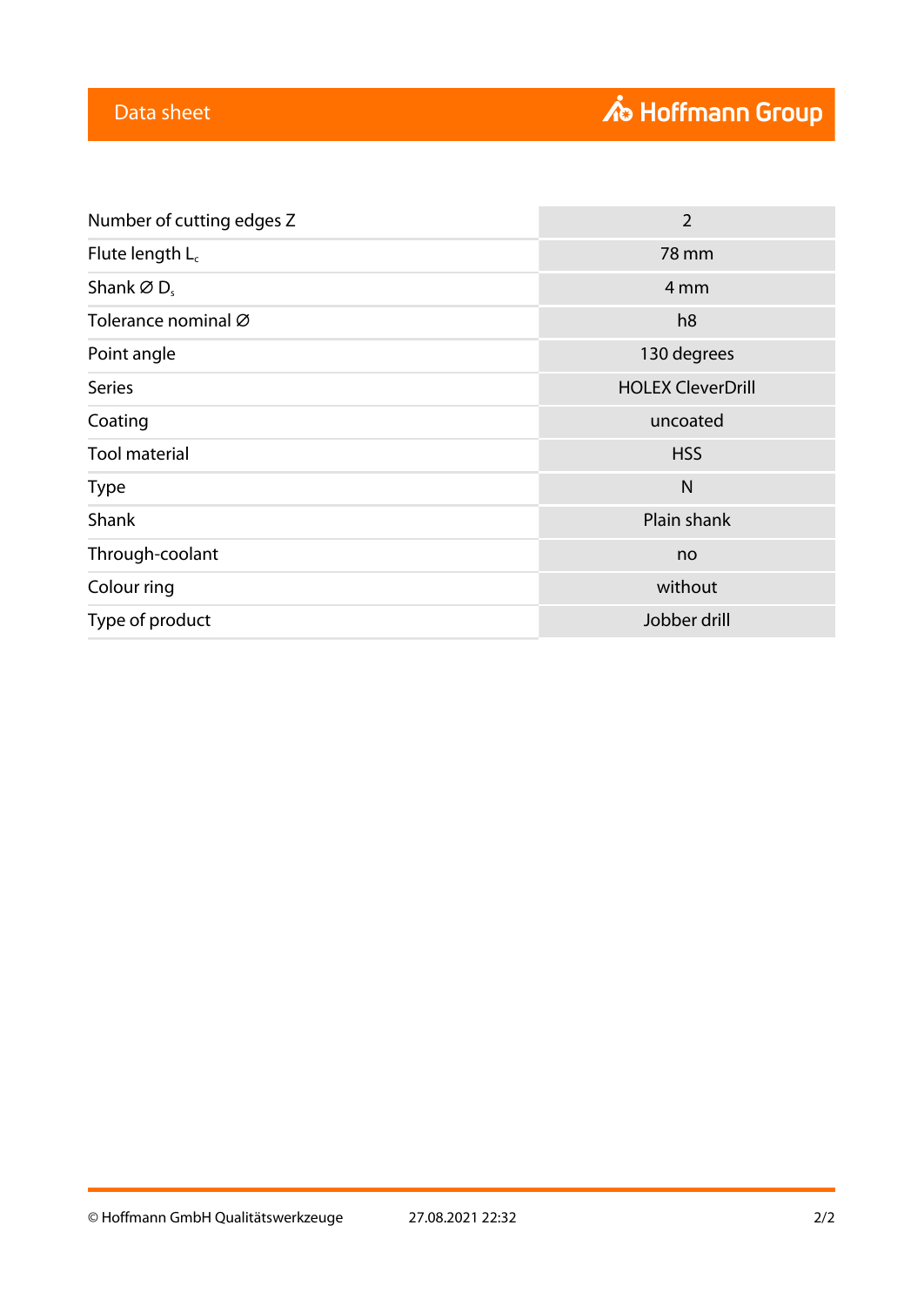| | |
|---|---|
| Number of cutting edges Z | 2 |
| Flute length $L_c$ | 78 mm |
| Shank ∅ $D_s$ | 4 mm |
| Tolerance nominal ∅ | h8 |
| Point angle | 130 degrees |
| Series | HOLEX CleverDrill |
| Coating | uncoated |
| Tool material | HSS |
| Type | N |
| Shank | Plain shank |
| Through-coolant | no |
| Colour ring | without |
| Type of product | Jobber drill |